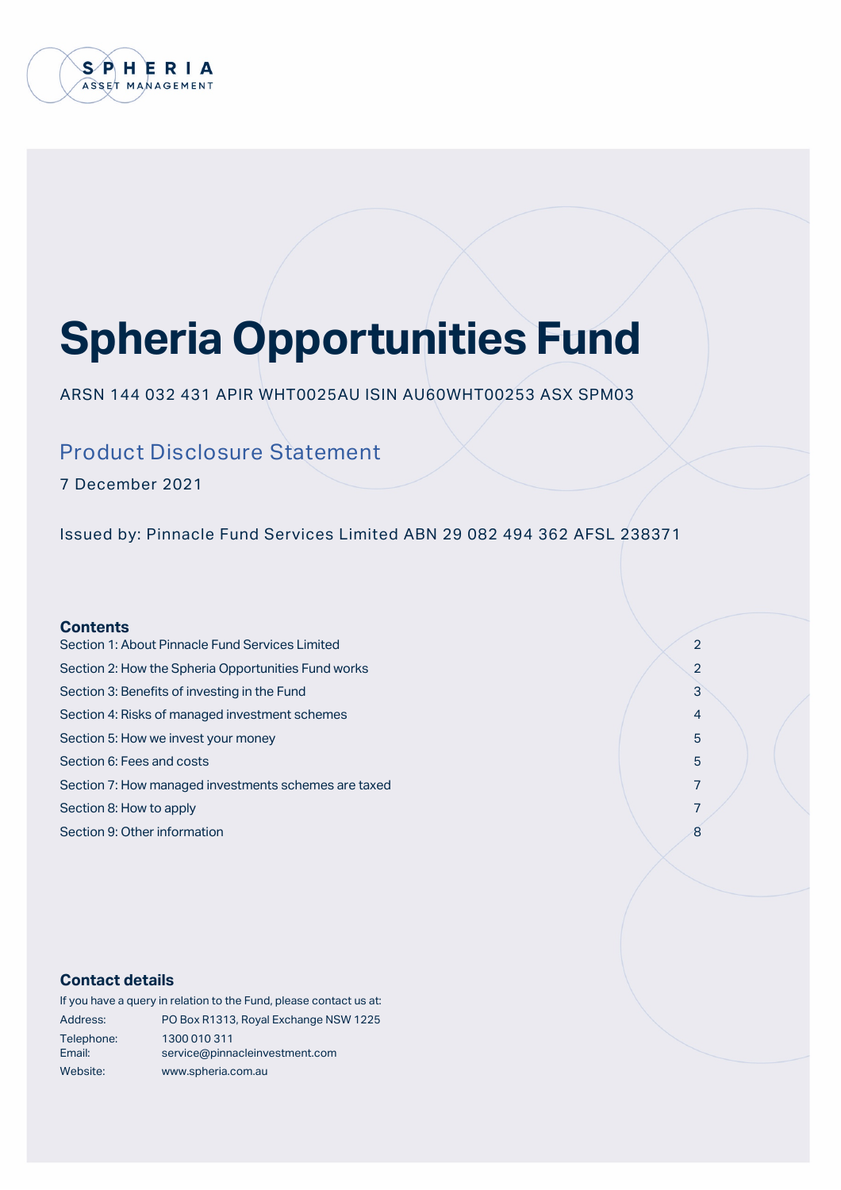SPHERIA ASSET MANAGEMENT

# Spheria Opportunities Fund

ARSN 144 032 431 APIR WHT0025AU ISIN AU60WHT00253 ASX SPM03

## Product Disclosure Statement

7 December 2021

Issued by: Pinnacle Fund Services Limited ABN 29 082 494 362 AFSL 238371

### Contents

| | |
|---|---|
| Section 1: About Pinnacle Fund Services Limited | 2 |
| Section 2: How the Spheria Opportunities Fund works | 2 |
| Section 3: Benefits of investing in the Fund | 3 |
| Section 4: Risks of managed investment schemes | 4 |
| Section 5: How we invest your money | 5 |
| Section 6: Fees and costs | 5 |
| Section 7: How managed investments schemes are taxed | 7 |
| Section 8: How to apply | 7 |
| Section 9: Other information | 8 |

### Contact details

If you have a query in relation to the Fund, please contact us at:

| | |
|---|---|
| Address: | PO Box R1313, Royal Exchange NSW 1225 |
| Telephone: | 1300 010 311 |
| Email: | service@pinnacleinvestment.com |
| Website: | www.spheria.com.au |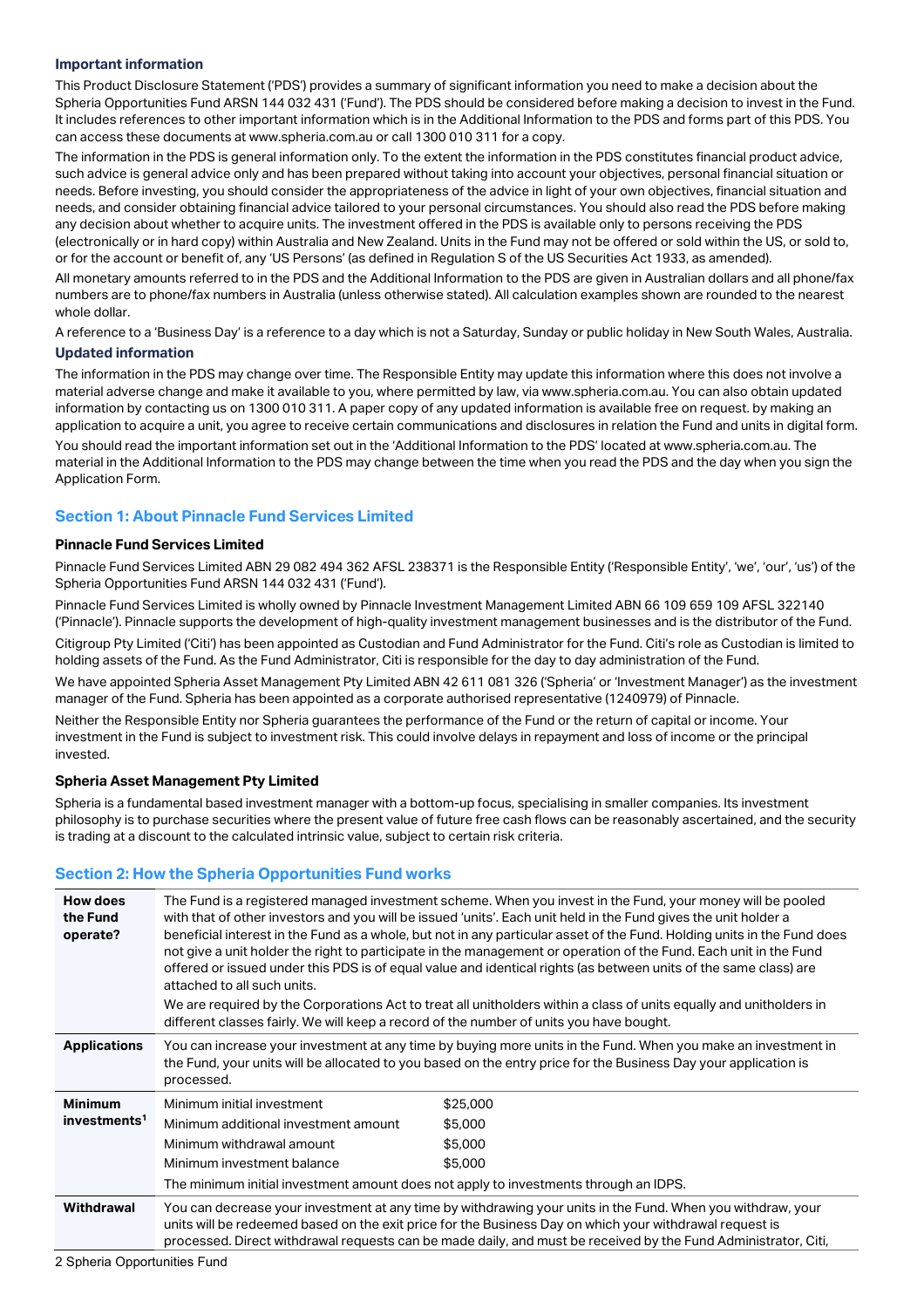### Important information

This Product Disclosure Statement ('PDS') provides a summary of significant information you need to make a decision about the Spheria Opportunities Fund ARSN 144 032 431 ('Fund'). The PDS should be considered before making a decision to invest in the Fund. It includes references to other important information which is in the Additional Information to the PDS and forms part of this PDS. You can access these documents at www.spheria.com.au or call 1300 010 311 for a copy.

The information in the PDS is general information only. To the extent the information in the PDS constitutes financial product advice, such advice is general advice only and has been prepared without taking into account your objectives, personal financial situation or needs. Before investing, you should consider the appropriateness of the advice in light of your own objectives, financial situation and needs, and consider obtaining financial advice tailored to your personal circumstances. You should also read the PDS before making any decision about whether to acquire units. The investment offered in the PDS is available only to persons receiving the PDS (electronically or in hard copy) within Australia and New Zealand. Units in the Fund may not be offered or sold within the US, or sold to, or for the account or benefit of, any 'US Persons' (as defined in Regulation S of the US Securities Act 1933, as amended).

All monetary amounts referred to in the PDS and the Additional Information to the PDS are given in Australian dollars and all phone/fax numbers are to phone/fax numbers in Australia (unless otherwise stated). All calculation examples shown are rounded to the nearest whole dollar.

A reference to a 'Business Day' is a reference to a day which is not a Saturday, Sunday or public holiday in New South Wales, Australia.

### Updated information

The information in the PDS may change over time. The Responsible Entity may update this information where this does not involve a material adverse change and make it available to you, where permitted by law, via www.spheria.com.au. You can also obtain updated information by contacting us on 1300 010 311. A paper copy of any updated information is available free on request. by making an application to acquire a unit, you agree to receive certain communications and disclosures in relation the Fund and units in digital form.

You should read the important information set out in the 'Additional Information to the PDS' located at www.spheria.com.au. The material in the Additional Information to the PDS may change between the time when you read the PDS and the day when you sign the Application Form.

## Section 1: About Pinnacle Fund Services Limited

### Pinnacle Fund Services Limited

Pinnacle Fund Services Limited ABN 29 082 494 362 AFSL 238371 is the Responsible Entity ('Responsible Entity', 'we', 'our', 'us') of the Spheria Opportunities Fund ARSN 144 032 431 ('Fund').

Pinnacle Fund Services Limited is wholly owned by Pinnacle Investment Management Limited ABN 66 109 659 109 AFSL 322140 ('Pinnacle'). Pinnacle supports the development of high-quality investment management businesses and is the distributor of the Fund.

Citigroup Pty Limited ('Citi') has been appointed as Custodian and Fund Administrator for the Fund. Citi's role as Custodian is limited to holding assets of the Fund. As the Fund Administrator, Citi is responsible for the day to day administration of the Fund.

We have appointed Spheria Asset Management Pty Limited ABN 42 611 081 326 ('Spheria' or 'Investment Manager') as the investment manager of the Fund. Spheria has been appointed as a corporate authorised representative (1240979) of Pinnacle.

Neither the Responsible Entity nor Spheria guarantees the performance of the Fund or the return of capital or income. Your investment in the Fund is subject to investment risk. This could involve delays in repayment and loss of income or the principal invested.

### Spheria Asset Management Pty Limited

Spheria is a fundamental based investment manager with a bottom-up focus, specialising in smaller companies. Its investment philosophy is to purchase securities where the present value of future free cash flows can be reasonably ascertained, and the security is trading at a discount to the calculated intrinsic value, subject to certain risk criteria.

## Section 2: How the Spheria Opportunities Fund works

| | |
|---|---|
| **How does the Fund operate?** | The Fund is a registered managed investment scheme. When you invest in the Fund, your money will be pooled with that of other investors and you will be issued 'units'. Each unit held in the Fund gives the unit holder a beneficial interest in the Fund as a whole, but not in any particular asset of the Fund. Holding units in the Fund does not give a unit holder the right to participate in the management or operation of the Fund. Each unit in the Fund offered or issued under this PDS is of equal value and identical rights (as between units of the same class) are attached to all such units.<br><br>We are required by the Corporations Act to treat all unitholders within a class of units equally and unitholders in different classes fairly. We will keep a record of the number of units you have bought. |
| **Applications** | You can increase your investment at any time by buying more units in the Fund. When you make an investment in the Fund, your units will be allocated to you based on the entry price for the Business Day your application is processed. |
| **Minimum investments[1]** | Minimum initial investment: $25,000<br>Minimum additional investment amount: $5,000<br>Minimum withdrawal amount: $5,000<br>Minimum investment balance: $5,000<br><br>The minimum initial investment amount does not apply to investments through an IDPS. |
| **Withdrawal** | You can decrease your investment at any time by withdrawing your units in the Fund. When you withdraw, your units will be redeemed based on the exit price for the Business Day on which your withdrawal request is processed. Direct withdrawal requests can be made daily, and must be received by the Fund Administrator, Citi, |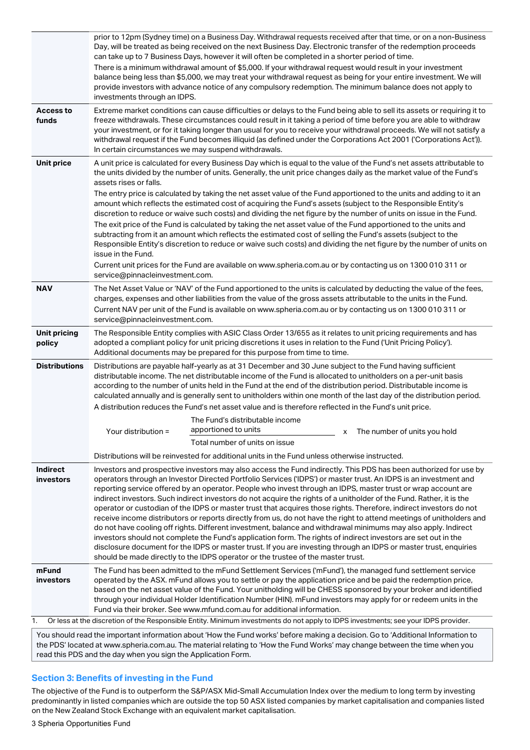| | |
|---|---|
| | prior to 12pm (Sydney time) on a Business Day. Withdrawal requests received after that time, or on a non-Business Day, will be treated as being received on the next Business Day. Electronic transfer of the redemption proceeds can take up to 7 Business Days, however it will often be completed in a shorter period of time.<br>There is a minimum withdrawal amount of $5,000. If your withdrawal request would result in your investment balance being less than $5,000, we may treat your withdrawal request as being for your entire investment. We will provide investors with advance notice of any compulsory redemption. The minimum balance does not apply to investments through an IDPS. |
| **Access to funds** | Extreme market conditions can cause difficulties or delays to the Fund being able to sell its assets or requiring it to freeze withdrawals. These circumstances could result in it taking a period of time before you are able to withdraw your investment, or for it taking longer than usual for you to receive your withdrawal proceeds. We will not satisfy a withdrawal request if the Fund becomes illiquid (as defined under the Corporations Act 2001 ('Corporations Act')). In certain circumstances we may suspend withdrawals. |
| **Unit price** | A unit price is calculated for every Business Day which is equal to the value of the Fund's net assets attributable to the units divided by the number of units. Generally, the unit price changes daily as the market value of the Fund's assets rises or falls.<br>The entry price is calculated by taking the net asset value of the Fund apportioned to the units and adding to it an amount which reflects the estimated cost of acquiring the Fund's assets (subject to the Responsible Entity's discretion to reduce or waive such costs) and dividing the net figure by the number of units on issue in the Fund.<br>The exit price of the Fund is calculated by taking the net asset value of the Fund apportioned to the units and subtracting from it an amount which reflects the estimated cost of selling the Fund's assets (subject to the Responsible Entity's discretion to reduce or waive such costs) and dividing the net figure by the number of units on issue in the Fund.<br>Current unit prices for the Fund are available on www.spheria.com.au or by contacting us on 1300 010 311 or service@pinnacleinvestment.com. |
| **NAV** | The Net Asset Value or 'NAV' of the Fund apportioned to the units is calculated by deducting the value of the fees, charges, expenses and other liabilities from the value of the gross assets attributable to the units in the Fund.<br>Current NAV per unit of the Fund is available on www.spheria.com.au or by contacting us on 1300 010 311 or service@pinnacleinvestment.com. |
| **Unit pricing policy** | The Responsible Entity complies with ASIC Class Order 13/655 as it relates to unit pricing requirements and has adopted a compliant policy for unit pricing discretions it uses in relation to the Fund ('Unit Pricing Policy'). Additional documents may be prepared for this purpose from time to time. |
| **Distributions** | Distributions are payable half-yearly as at 31 December and 30 June subject to the Fund having sufficient distributable income. The net distributable income of the Fund is allocated to unitholders on a per-unit basis according to the number of units held in the Fund at the end of the distribution period. Distributable income is calculated annually and is generally sent to unitholders within one month of the last day of the distribution period.<br>A distribution reduces the Fund's net asset value and is therefore reflected in the Fund's unit price.<br>$$\text{Your distribution} = \frac{\text{The Fund's distributable income apportioned to units}}{\text{Total number of units on issue}} \times \text{The number of units you hold}$$<br>Distributions will be reinvested for additional units in the Fund unless otherwise instructed. |
| **Indirect investors** | Investors and prospective investors may also access the Fund indirectly. This PDS has been authorized for use by operators through an Investor Directed Portfolio Services ('IDPS') or master trust. An IDPS is an investment and reporting service offered by an operator. People who invest through an IDPS, master trust or wrap account are indirect investors. Such indirect investors do not acquire the rights of a unitholder of the Fund. Rather, it is the operator or custodian of the IDPS or master trust that acquires those rights. Therefore, indirect investors do not receive income distributors or reports directly from us, do not have the right to attend meetings of unitholders and do not have cooling off rights. Different investment, balance and withdrawal minimums may also apply. Indirect investors should not complete the Fund's application form. The rights of indirect investors are set out in the disclosure document for the IDPS or master trust. If you are investing through an IDPS or master trust, enquiries should be made directly to the IDPS operator or the trustee of the master trust. |
| **mFund investors** | The Fund has been admitted to the mFund Settlement Services ('mFund'), the managed fund settlement service operated by the ASX. mFund allows you to settle or pay the application price and be paid the redemption price, based on the net asset value of the Fund. Your unitholding will be CHESS sponsored by your broker and identified through your individual Holder Identification Number (HIN). mFund investors may apply for or redeem units in the Fund via their broker. See www.mfund.com.au for additional information. |

1. Or less at the discretion of the Responsible Entity. Minimum investments do not apply to IDPS investments; see your IDPS provider.

You should read the important information about 'How the Fund works' before making a decision. Go to 'Additional Information to the PDS' located at www.spheria.com.au. The material relating to 'How the Fund Works' may change between the time when you read this PDS and the day when you sign the Application Form.

## Section 3: Benefits of investing in the Fund

The objective of the Fund is to outperform the S&P/ASX Mid-Small Accumulation Index over the medium to long term by investing predominantly in listed companies which are outside the top 50 ASX listed companies by market capitalisation and companies listed on the New Zealand Stock Exchange with an equivalent market capitalisation.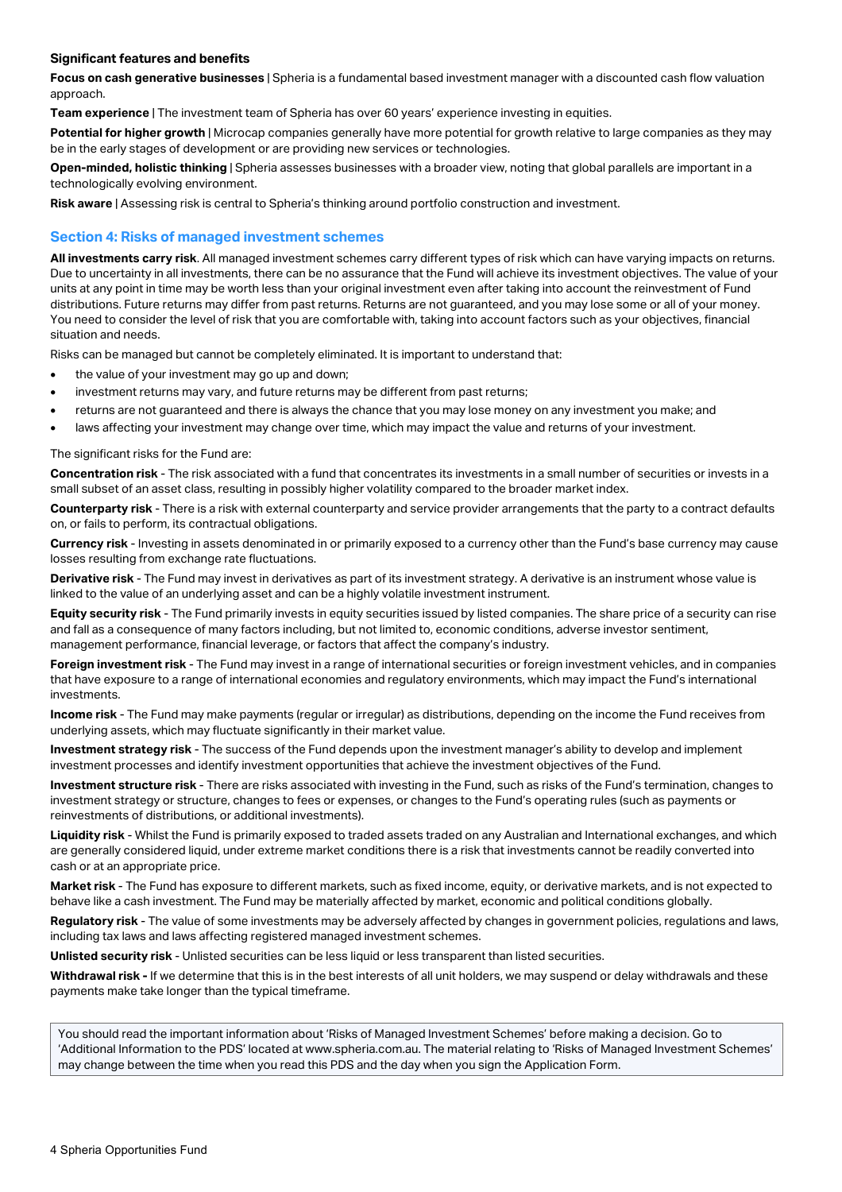### Significant features and benefits

**Focus on cash generative businesses** | Spheria is a fundamental based investment manager with a discounted cash flow valuation approach.

**Team experience** | The investment team of Spheria has over 60 years' experience investing in equities.

**Potential for higher growth** | Microcap companies generally have more potential for growth relative to large companies as they may be in the early stages of development or are providing new services or technologies.

**Open-minded, holistic thinking** | Spheria assesses businesses with a broader view, noting that global parallels are important in a technologically evolving environment.

**Risk aware** | Assessing risk is central to Spheria's thinking around portfolio construction and investment.

## Section 4: Risks of managed investment schemes

**All investments carry risk**. All managed investment schemes carry different types of risk which can have varying impacts on returns. Due to uncertainty in all investments, there can be no assurance that the Fund will achieve its investment objectives. The value of your units at any point in time may be worth less than your original investment even after taking into account the reinvestment of Fund distributions. Future returns may differ from past returns. Returns are not guaranteed, and you may lose some or all of your money. You need to consider the level of risk that you are comfortable with, taking into account factors such as your objectives, financial situation and needs.

Risks can be managed but cannot be completely eliminated. It is important to understand that:

- the value of your investment may go up and down;
- investment returns may vary, and future returns may be different from past returns;
- returns are not guaranteed and there is always the chance that you may lose money on any investment you make; and
- laws affecting your investment may change over time, which may impact the value and returns of your investment.

The significant risks for the Fund are:

**Concentration risk** - The risk associated with a fund that concentrates its investments in a small number of securities or invests in a small subset of an asset class, resulting in possibly higher volatility compared to the broader market index.

**Counterparty risk** - There is a risk with external counterparty and service provider arrangements that the party to a contract defaults on, or fails to perform, its contractual obligations.

**Currency risk** - Investing in assets denominated in or primarily exposed to a currency other than the Fund's base currency may cause losses resulting from exchange rate fluctuations.

**Derivative risk** - The Fund may invest in derivatives as part of its investment strategy. A derivative is an instrument whose value is linked to the value of an underlying asset and can be a highly volatile investment instrument.

**Equity security risk** - The Fund primarily invests in equity securities issued by listed companies. The share price of a security can rise and fall as a consequence of many factors including, but not limited to, economic conditions, adverse investor sentiment, management performance, financial leverage, or factors that affect the company's industry.

**Foreign investment risk** - The Fund may invest in a range of international securities or foreign investment vehicles, and in companies that have exposure to a range of international economies and regulatory environments, which may impact the Fund's international investments.

**Income risk** - The Fund may make payments (regular or irregular) as distributions, depending on the income the Fund receives from underlying assets, which may fluctuate significantly in their market value.

**Investment strategy risk** - The success of the Fund depends upon the investment manager's ability to develop and implement investment processes and identify investment opportunities that achieve the investment objectives of the Fund.

**Investment structure risk** - There are risks associated with investing in the Fund, such as risks of the Fund's termination, changes to investment strategy or structure, changes to fees or expenses, or changes to the Fund's operating rules (such as payments or reinvestments of distributions, or additional investments).

**Liquidity risk** - Whilst the Fund is primarily exposed to traded assets traded on any Australian and International exchanges, and which are generally considered liquid, under extreme market conditions there is a risk that investments cannot be readily converted into cash or at an appropriate price.

**Market risk** - The Fund has exposure to different markets, such as fixed income, equity, or derivative markets, and is not expected to behave like a cash investment. The Fund may be materially affected by market, economic and political conditions globally.

**Regulatory risk** - The value of some investments may be adversely affected by changes in government policies, regulations and laws, including tax laws and laws affecting registered managed investment schemes.

**Unlisted security risk** - Unlisted securities can be less liquid or less transparent than listed securities.

**Withdrawal risk -** If we determine that this is in the best interests of all unit holders, we may suspend or delay withdrawals and these payments make take longer than the typical timeframe.

You should read the important information about 'Risks of Managed Investment Schemes' before making a decision. Go to 'Additional Information to the PDS' located at www.spheria.com.au. The material relating to 'Risks of Managed Investment Schemes' may change between the time when you read this PDS and the day when you sign the Application Form.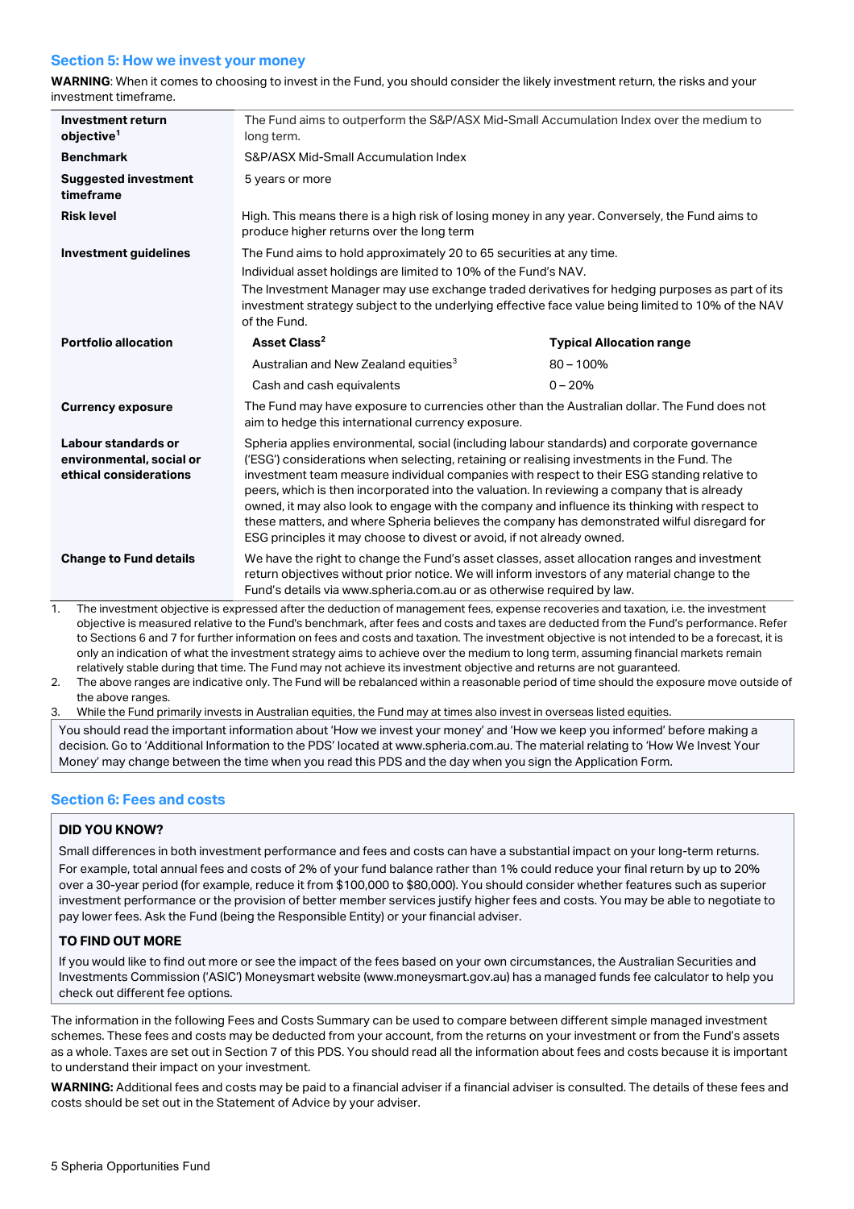## Section 5: How we invest your money

**WARNING**: When it comes to choosing to invest in the Fund, you should consider the likely investment return, the risks and your investment timeframe.

| | | |
|---|---|---|
| **Investment return objective**[1] | The Fund aims to outperform the S&P/ASX Mid-Small Accumulation Index over the medium to long term. | |
| **Benchmark** | S&P/ASX Mid-Small Accumulation Index | |
| **Suggested investment timeframe** | 5 years or more | |
| **Risk level** | High. This means there is a high risk of losing money in any year. Conversely, the Fund aims to produce higher returns over the long term | |
| **Investment guidelines** | The Fund aims to hold approximately 20 to 65 securities at any time.<br>Individual asset holdings are limited to 10% of the Fund's NAV.<br>The Investment Manager may use exchange traded derivatives for hedging purposes as part of its investment strategy subject to the underlying effective face value being limited to 10% of the NAV of the Fund. | |
| **Portfolio allocation** | **Asset Class**[2] | **Typical Allocation range** |
| | Australian and New Zealand equities[3] | 80 – 100% |
| | Cash and cash equivalents | 0 – 20% |
| **Currency exposure** | The Fund may have exposure to currencies other than the Australian dollar. The Fund does not aim to hedge this international currency exposure. | |
| **Labour standards or environmental, social or ethical considerations** | Spheria applies environmental, social (including labour standards) and corporate governance ('ESG') considerations when selecting, retaining or realising investments in the Fund. The investment team measure individual companies with respect to their ESG standing relative to peers, which is then incorporated into the valuation. In reviewing a company that is already owned, it may also look to engage with the company and influence its thinking with respect to these matters, and where Spheria believes the company has demonstrated wilful disregard for ESG principles it may choose to divest or avoid, if not already owned. | |
| **Change to Fund details** | We have the right to change the Fund's asset classes, asset allocation ranges and investment return objectives without prior notice. We will inform investors of any material change to the Fund's details via www.spheria.com.au or as otherwise required by law. | |

1. The investment objective is expressed after the deduction of management fees, expense recoveries and taxation, i.e. the investment objective is measured relative to the Fund's benchmark, after fees and costs and taxes are deducted from the Fund's performance. Refer to Sections 6 and 7 for further information on fees and costs and taxation. The investment objective is not intended to be a forecast, it is only an indication of what the investment strategy aims to achieve over the medium to long term, assuming financial markets remain relatively stable during that time. The Fund may not achieve its investment objective and returns are not guaranteed.
2. The above ranges are indicative only. The Fund will be rebalanced within a reasonable period of time should the exposure move outside of the above ranges.
3. While the Fund primarily invests in Australian equities, the Fund may at times also invest in overseas listed equities.

You should read the important information about 'How we invest your money' and 'How we keep you informed' before making a decision. Go to 'Additional Information to the PDS' located at www.spheria.com.au. The material relating to 'How We Invest Your Money' may change between the time when you read this PDS and the day when you sign the Application Form.

## Section 6: Fees and costs

**DID YOU KNOW?**

Small differences in both investment performance and fees and costs can have a substantial impact on your long-term returns. For example, total annual fees and costs of 2% of your fund balance rather than 1% could reduce your final return by up to 20% over a 30-year period (for example, reduce it from $100,000 to $80,000). You should consider whether features such as superior investment performance or the provision of better member services justify higher fees and costs. You may be able to negotiate to pay lower fees. Ask the Fund (being the Responsible Entity) or your financial adviser.

**TO FIND OUT MORE**

If you would like to find out more or see the impact of the fees based on your own circumstances, the Australian Securities and Investments Commission ('ASIC') Moneysmart website (www.moneysmart.gov.au) has a managed funds fee calculator to help you check out different fee options.

The information in the following Fees and Costs Summary can be used to compare between different simple managed investment schemes. These fees and costs may be deducted from your account, from the returns on your investment or from the Fund's assets as a whole. Taxes are set out in Section 7 of this PDS. You should read all the information about fees and costs because it is important to understand their impact on your investment.

**WARNING:** Additional fees and costs may be paid to a financial adviser if a financial adviser is consulted. The details of these fees and costs should be set out in the Statement of Advice by your adviser.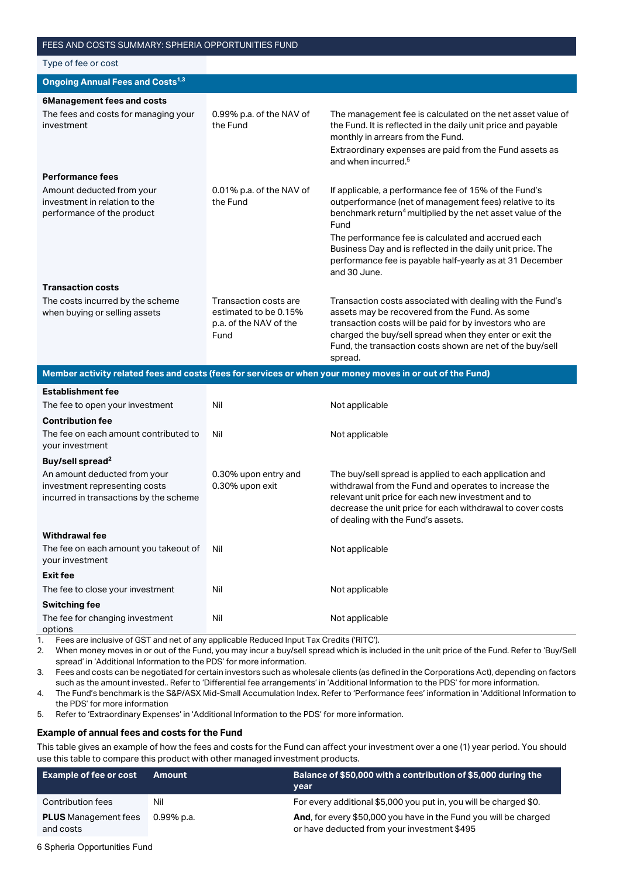| FEES AND COSTS SUMMARY: SPHERIA OPPORTUNITIES FUND | | |
|---|---|---|
| Type of fee or cost | | |
| **Ongoing Annual Fees and Costs[1,3]** | | |
| **6Management fees and costs** | | |
| The fees and costs for managing your investment | 0.99% p.a. of the NAV of the Fund | The management fee is calculated on the net asset value of the Fund. It is reflected in the daily unit price and payable monthly in arrears from the Fund.<br>Extraordinary expenses are paid from the Fund assets as and when incurred.[5] |
| **Performance fees** | | |
| Amount deducted from your investment in relation to the performance of the product | 0.01% p.a. of the NAV of the Fund | If applicable, a performance fee of 15% of the Fund's outperformance (net of management fees) relative to its benchmark return[4] multiplied by the net asset value of the Fund<br>The performance fee is calculated and accrued each Business Day and is reflected in the daily unit price. The performance fee is payable half-yearly as at 31 December and 30 June. |
| **Transaction costs** | | |
| The costs incurred by the scheme when buying or selling assets | Transaction costs are estimated to be 0.15% p.a. of the NAV of the Fund | Transaction costs associated with dealing with the Fund's assets may be recovered from the Fund. As some transaction costs will be paid for by investors who are charged the buy/sell spread when they enter or exit the Fund, the transaction costs shown are net of the buy/sell spread. |
| **Member activity related fees and costs (fees for services or when your money moves in or out of the Fund)** | | |
| **Establishment fee** | | |
| The fee to open your investment | Nil | Not applicable |
| **Contribution fee** | | |
| The fee on each amount contributed to your investment | Nil | Not applicable |
| **Buy/sell spread[2]** | | |
| An amount deducted from your investment representing costs incurred in transactions by the scheme | 0.30% upon entry and 0.30% upon exit | The buy/sell spread is applied to each application and withdrawal from the Fund and operates to increase the relevant unit price for each new investment and to decrease the unit price for each withdrawal to cover costs of dealing with the Fund's assets. |
| **Withdrawal fee** | | |
| The fee on each amount you takeout of your investment | Nil | Not applicable |
| **Exit fee** | | |
| The fee to close your investment | Nil | Not applicable |
| **Switching fee** | | |
| The fee for changing investment options | Nil | Not applicable |

1. Fees are inclusive of GST and net of any applicable Reduced Input Tax Credits ('RITC').
2. When money moves in or out of the Fund, you may incur a buy/sell spread which is included in the unit price of the Fund. Refer to 'Buy/Sell spread' in 'Additional Information to the PDS' for more information.
3. Fees and costs can be negotiated for certain investors such as wholesale clients (as defined in the Corporations Act), depending on factors such as the amount invested.. Refer to 'Differential fee arrangements' in 'Additional Information to the PDS' for more information.
4. The Fund's benchmark is the S&P/ASX Mid-Small Accumulation Index. Refer to 'Performance fees' information in 'Additional Information to the PDS' for more information
5. Refer to 'Extraordinary Expenses' in 'Additional Information to the PDS' for more information.

### Example of annual fees and costs for the Fund

This table gives an example of how the fees and costs for the Fund can affect your investment over a one (1) year period. You should use this table to compare this product with other managed investment products.

| Example of fee or cost | Amount | Balance of $50,000 with a contribution of $5,000 during the year |
|---|---|---|
| Contribution fees | Nil | For every additional $5,000 you put in, you will be charged $0. |
| **PLUS** Management fees and costs | 0.99% p.a. | **And**, for every $50,000 you have in the Fund you will be charged or have deducted from your investment $495 |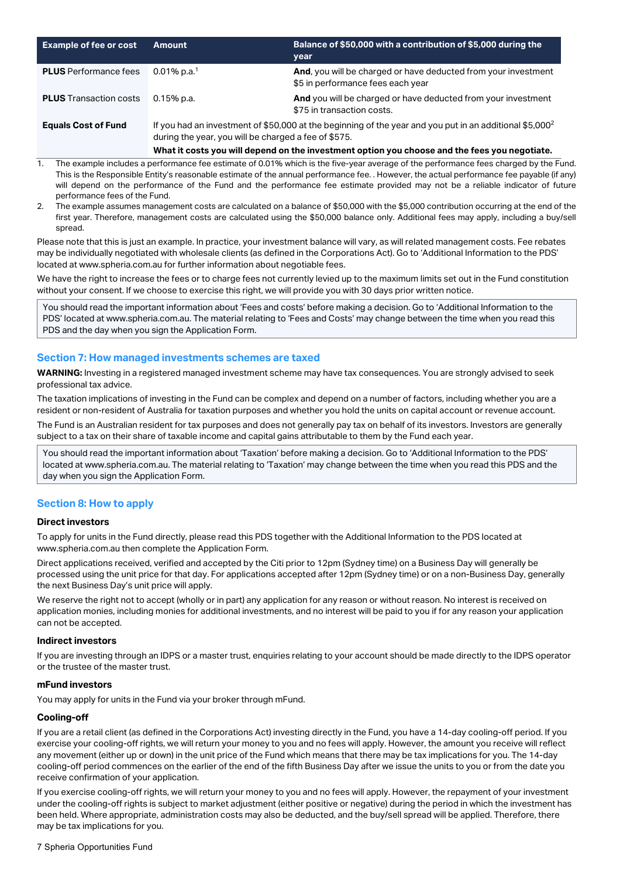| Example of fee or cost | Amount | Balance of $50,000 with a contribution of $5,000 during the year |
|---|---|---|
| **PLUS** Performance fees | 0.01% p.a.[1] | **And**, you will be charged or have deducted from your investment $5 in performance fees each year |
| **PLUS** Transaction costs | 0.15% p.a. | **And** you will be charged or have deducted from your investment $75 in transaction costs. |
| **Equals Cost of Fund** | If you had an investment of $50,000 at the beginning of the year and you put in an additional $5,000[2] during the year, you will be charged a fee of $575. **What it costs you will depend on the investment option you choose and the fees you negotiate.** | |

1. The example includes a performance fee estimate of 0.01% which is the five-year average of the performance fees charged by the Fund. This is the Responsible Entity's reasonable estimate of the annual performance fee. . However, the actual performance fee payable (if any) will depend on the performance of the Fund and the performance fee estimate provided may not be a reliable indicator of future performance fees of the Fund.
2. The example assumes management costs are calculated on a balance of $50,000 with the $5,000 contribution occurring at the end of the first year. Therefore, management costs are calculated using the $50,000 balance only. Additional fees may apply, including a buy/sell spread.

Please note that this is just an example. In practice, your investment balance will vary, as will related management costs. Fee rebates may be individually negotiated with wholesale clients (as defined in the Corporations Act). Go to 'Additional Information to the PDS' located at www.spheria.com.au for further information about negotiable fees.

We have the right to increase the fees or to charge fees not currently levied up to the maximum limits set out in the Fund constitution without your consent. If we choose to exercise this right, we will provide you with 30 days prior written notice.

You should read the important information about 'Fees and costs' before making a decision. Go to 'Additional Information to the PDS' located at www.spheria.com.au. The material relating to 'Fees and Costs' may change between the time when you read this PDS and the day when you sign the Application Form.

## Section 7: How managed investments schemes are taxed

**WARNING:** Investing in a registered managed investment scheme may have tax consequences. You are strongly advised to seek professional tax advice.

The taxation implications of investing in the Fund can be complex and depend on a number of factors, including whether you are a resident or non-resident of Australia for taxation purposes and whether you hold the units on capital account or revenue account.

The Fund is an Australian resident for tax purposes and does not generally pay tax on behalf of its investors. Investors are generally subject to a tax on their share of taxable income and capital gains attributable to them by the Fund each year.

You should read the important information about 'Taxation' before making a decision. Go to 'Additional Information to the PDS' located at www.spheria.com.au. The material relating to 'Taxation' may change between the time when you read this PDS and the day when you sign the Application Form.

## Section 8: How to apply

### Direct investors

To apply for units in the Fund directly, please read this PDS together with the Additional Information to the PDS located at www.spheria.com.au then complete the Application Form.

Direct applications received, verified and accepted by the Citi prior to 12pm (Sydney time) on a Business Day will generally be processed using the unit price for that day. For applications accepted after 12pm (Sydney time) or on a non-Business Day, generally the next Business Day's unit price will apply.

We reserve the right not to accept (wholly or in part) any application for any reason or without reason. No interest is received on application monies, including monies for additional investments, and no interest will be paid to you if for any reason your application can not be accepted.

### Indirect investors

If you are investing through an IDPS or a master trust, enquiries relating to your account should be made directly to the IDPS operator or the trustee of the master trust.

### mFund investors

You may apply for units in the Fund via your broker through mFund.

### Cooling-off

If you are a retail client (as defined in the Corporations Act) investing directly in the Fund, you have a 14-day cooling-off period. If you exercise your cooling-off rights, we will return your money to you and no fees will apply. However, the amount you receive will reflect any movement (either up or down) in the unit price of the Fund which means that there may be tax implications for you. The 14-day cooling-off period commences on the earlier of the end of the fifth Business Day after we issue the units to you or from the date you receive confirmation of your application.

If you exercise cooling-off rights, we will return your money to you and no fees will apply. However, the repayment of your investment under the cooling-off rights is subject to market adjustment (either positive or negative) during the period in which the investment has been held. Where appropriate, administration costs may also be deducted, and the buy/sell spread will be applied. Therefore, there may be tax implications for you.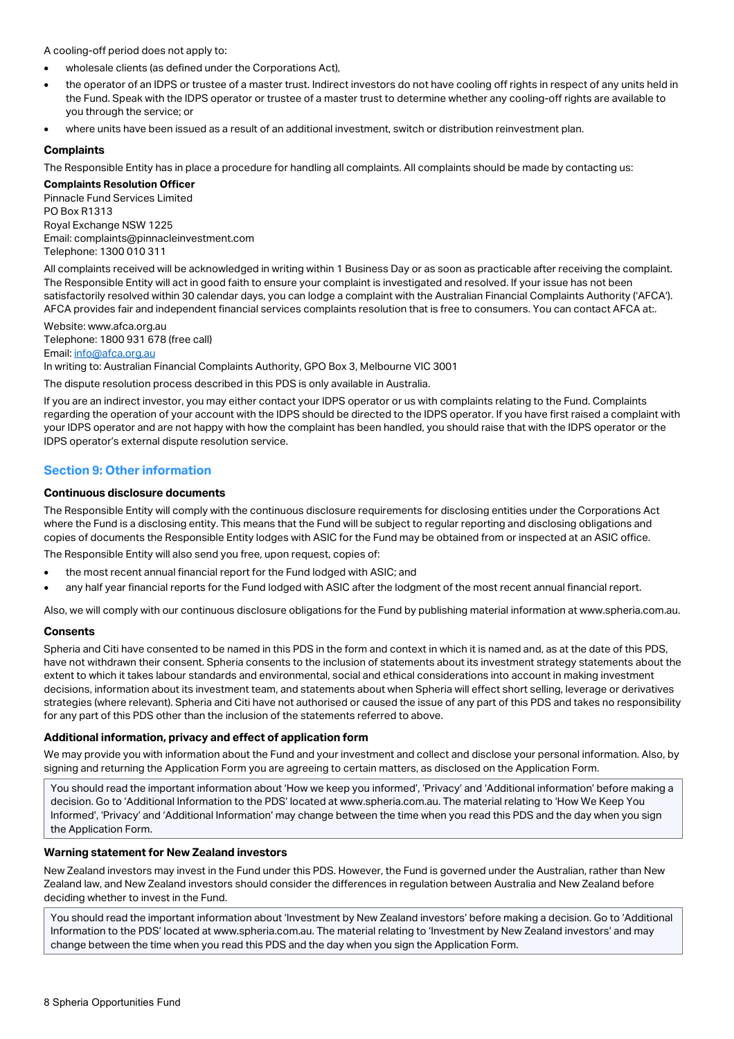A cooling-off period does not apply to:

- wholesale clients (as defined under the Corporations Act),
- the operator of an IDPS or trustee of a master trust. Indirect investors do not have cooling off rights in respect of any units held in the Fund. Speak with the IDPS operator or trustee of a master trust to determine whether any cooling-off rights are available to you through the service; or
- where units have been issued as a result of an additional investment, switch or distribution reinvestment plan.

### Complaints

The Responsible Entity has in place a procedure for handling all complaints. All complaints should be made by contacting us:

**Complaints Resolution Officer**
Pinnacle Fund Services Limited
PO Box R1313
Royal Exchange NSW 1225
Email: complaints@pinnacleinvestment.com
Telephone: 1300 010 311

All complaints received will be acknowledged in writing within 1 Business Day or as soon as practicable after receiving the complaint. The Responsible Entity will act in good faith to ensure your complaint is investigated and resolved. If your issue has not been satisfactorily resolved within 30 calendar days, you can lodge a complaint with the Australian Financial Complaints Authority ('AFCA'). AFCA provides fair and independent financial services complaints resolution that is free to consumers. You can contact AFCA at:.

Website: www.afca.org.au
Telephone: 1800 931 678 (free call)
Email: info@afca.org.au
In writing to: Australian Financial Complaints Authority, GPO Box 3, Melbourne VIC 3001

The dispute resolution process described in this PDS is only available in Australia.

If you are an indirect investor, you may either contact your IDPS operator or us with complaints relating to the Fund. Complaints regarding the operation of your account with the IDPS should be directed to the IDPS operator. If you have first raised a complaint with your IDPS operator and are not happy with how the complaint has been handled, you should raise that with the IDPS operator or the IDPS operator's external dispute resolution service.

## Section 9: Other information

### Continuous disclosure documents

The Responsible Entity will comply with the continuous disclosure requirements for disclosing entities under the Corporations Act where the Fund is a disclosing entity. This means that the Fund will be subject to regular reporting and disclosing obligations and copies of documents the Responsible Entity lodges with ASIC for the Fund may be obtained from or inspected at an ASIC office.

The Responsible Entity will also send you free, upon request, copies of:

- the most recent annual financial report for the Fund lodged with ASIC; and
- any half year financial reports for the Fund lodged with ASIC after the lodgment of the most recent annual financial report.

Also, we will comply with our continuous disclosure obligations for the Fund by publishing material information at www.spheria.com.au.

### Consents

Spheria and Citi have consented to be named in this PDS in the form and context in which it is named and, as at the date of this PDS, have not withdrawn their consent. Spheria consents to the inclusion of statements about its investment strategy statements about the extent to which it takes labour standards and environmental, social and ethical considerations into account in making investment decisions, information about its investment team, and statements about when Spheria will effect short selling, leverage or derivatives strategies (where relevant). Spheria and Citi have not authorised or caused the issue of any part of this PDS and takes no responsibility for any part of this PDS other than the inclusion of the statements referred to above.

### Additional information, privacy and effect of application form

We may provide you with information about the Fund and your investment and collect and disclose your personal information. Also, by signing and returning the Application Form you are agreeing to certain matters, as disclosed on the Application Form.

You should read the important information about 'How we keep you informed', 'Privacy' and 'Additional information' before making a decision. Go to 'Additional Information to the PDS' located at www.spheria.com.au. The material relating to 'How We Keep You Informed', 'Privacy' and 'Additional Information' may change between the time when you read this PDS and the day when you sign the Application Form.

### Warning statement for New Zealand investors

New Zealand investors may invest in the Fund under this PDS. However, the Fund is governed under the Australian, rather than New Zealand law, and New Zealand investors should consider the differences in regulation between Australia and New Zealand before deciding whether to invest in the Fund.

You should read the important information about 'Investment by New Zealand investors' before making a decision. Go to 'Additional Information to the PDS' located at www.spheria.com.au. The material relating to 'Investment by New Zealand investors' and may change between the time when you read this PDS and the day when you sign the Application Form.